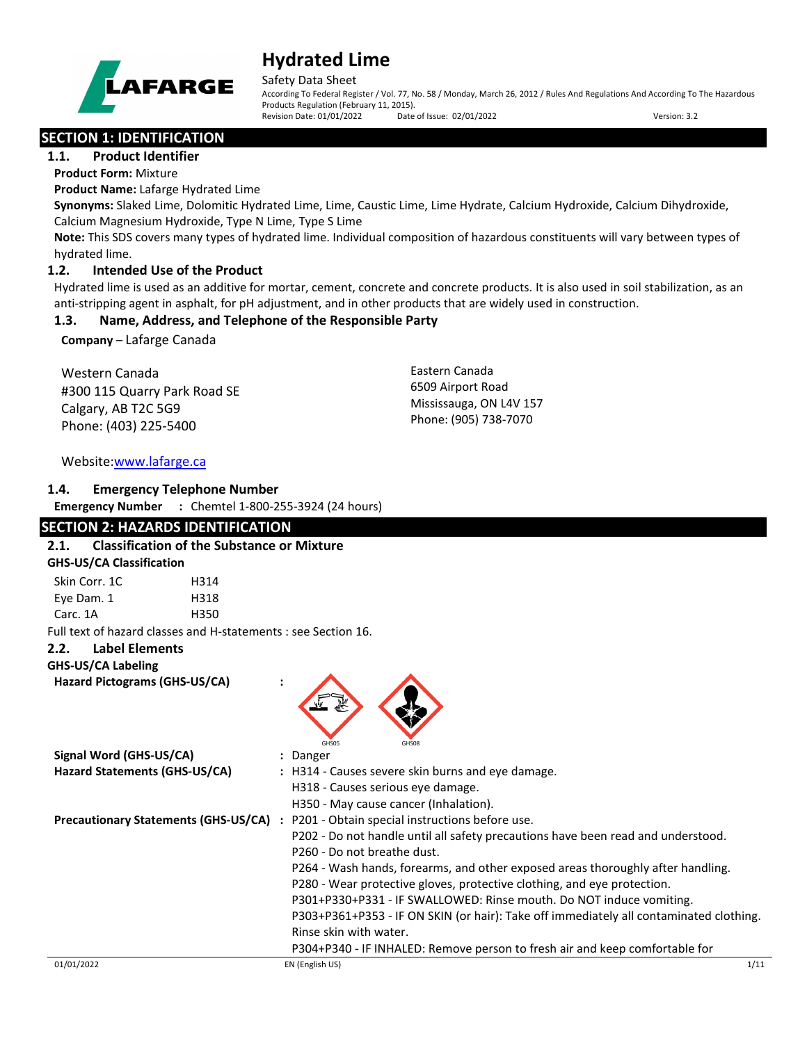# Hydrated Lime

Safety Data Sheet

According To Federal Register / Vol. 77, No. 58 / Monday, March 26, 2012 / Rules And Regulations And According To The Hazardous Products Regulation (February 11, 2015).

Revision Date: 01/01/2022 Date of Issue: 02/01/2022 Version: 3.2

## SECTION 1: IDENTIFICATION

### 1.1. Product Identifier

**Product Form:** Mixture

**Product Name:** Lafarge Hydrated Lime

**Synonyms:** Slaked Lime, Dolomitic Hydrated Lime, Lime, Caustic Lime, Lime Hydrate, Calcium Hydroxide, Calcium Dihydroxide, Calcium Magnesium Hydroxide, Type N Lime, Type S Lime

**Note:** This SDS covers many types of hydrated lime. Individual composition of hazardous constituents will vary between types of hydrated lime.

### 1.2. Intended Use of the Product

Hydrated lime is used as an additive for mortar, cement, concrete and concrete products. It is also used in soil stabilization, as an anti-stripping agent in asphalt, for pH adjustment, and in other products that are widely used in construction.

### 1.3. Name, Address, and Telephone of the Responsible Party

**Company** – Lafarge Canada

Western Canada
#300 115 Quarry Park Road SE
Calgary, AB T2C 5G9
Phone: (403) 225-5400

Eastern Canada
6509 Airport Road
Mississauga, ON L4V 157
Phone: (905) 738-7070

Website: www.lafarge.ca

### 1.4. Emergency Telephone Number

**Emergency Number** : Chemtel 1-800-255-3924 (24 hours)

## SECTION 2: HAZARDS IDENTIFICATION

### 2.1. Classification of the Substance or Mixture

**GHS-US/CA Classification**

| | |
|---|---|
| Skin Corr. 1C | H314 |
| Eye Dam. 1 | H318 |
| Carc. 1A | H350 |

Full text of hazard classes and H-statements : see Section 16.

### 2.2. Label Elements

**GHS-US/CA Labeling**

**Hazard Pictograms (GHS-US/CA)** :

GHS05 GHS08

**Signal Word (GHS-US/CA)** : Danger

**Hazard Statements (GHS-US/CA)** :
H314 - Causes severe skin burns and eye damage.
H318 - Causes serious eye damage.
H350 - May cause cancer (Inhalation).

**Precautionary Statements (GHS-US/CA)** :
P201 - Obtain special instructions before use.
P202 - Do not handle until all safety precautions have been read and understood.
P260 - Do not breathe dust.
P264 - Wash hands, forearms, and other exposed areas thoroughly after handling.
P280 - Wear protective gloves, protective clothing, and eye protection.
P301+P330+P331 - IF SWALLOWED: Rinse mouth. Do NOT induce vomiting.
P303+P361+P353 - IF ON SKIN (or hair): Take off immediately all contaminated clothing. Rinse skin with water.
P304+P340 - IF INHALED: Remove person to fresh air and keep comfortable for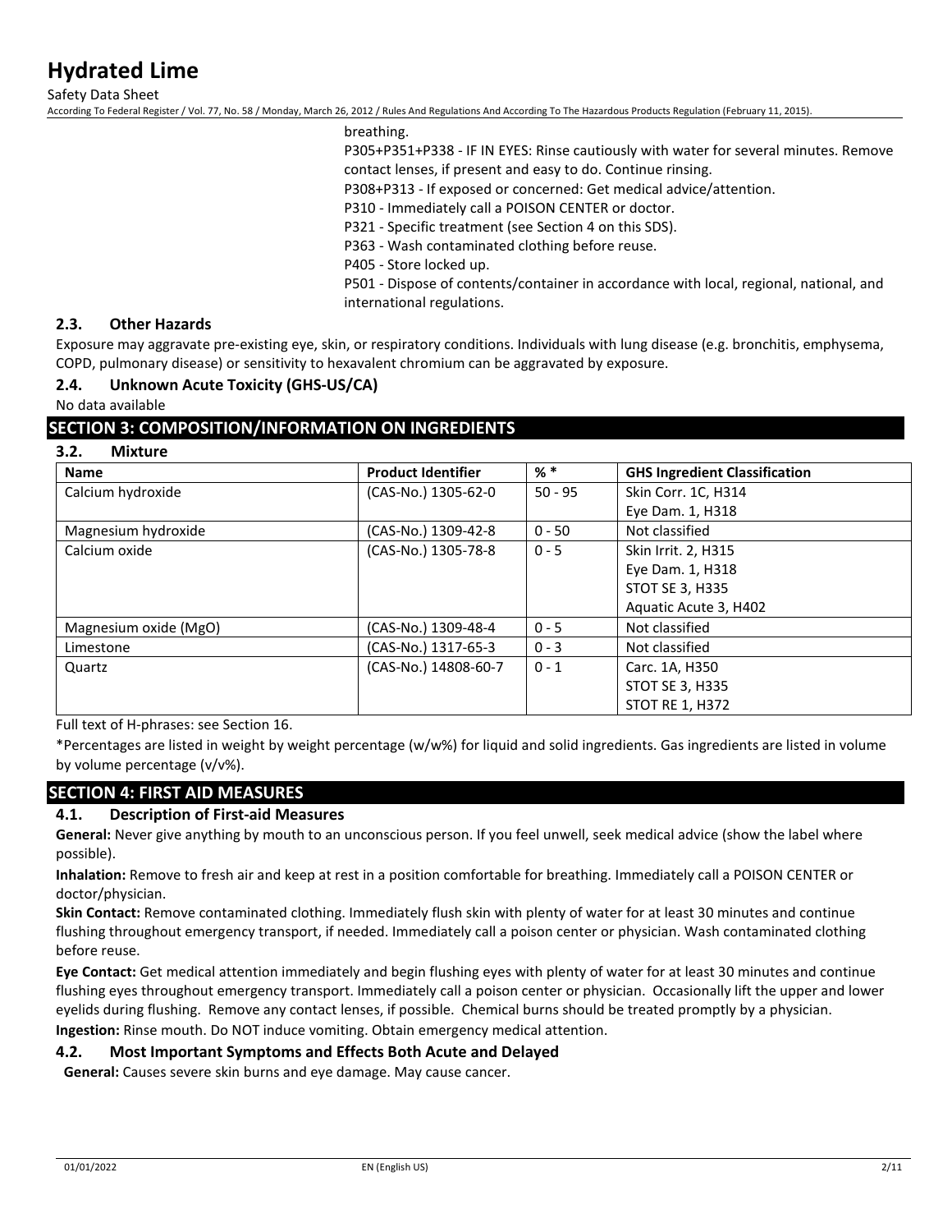breathing.

P305+P351+P338 - IF IN EYES: Rinse cautiously with water for several minutes. Remove contact lenses, if present and easy to do. Continue rinsing.

P308+P313 - If exposed or concerned: Get medical advice/attention.

P310 - Immediately call a POISON CENTER or doctor.

P321 - Specific treatment (see Section 4 on this SDS).

P363 - Wash contaminated clothing before reuse.

P405 - Store locked up.

P501 - Dispose of contents/container in accordance with local, regional, national, and international regulations.

### 2.3. Other Hazards

Exposure may aggravate pre-existing eye, skin, or respiratory conditions. Individuals with lung disease (e.g. bronchitis, emphysema, COPD, pulmonary disease) or sensitivity to hexavalent chromium can be aggravated by exposure.

### 2.4. Unknown Acute Toxicity (GHS-US/CA)

No data available

## SECTION 3: COMPOSITION/INFORMATION ON INGREDIENTS

### 3.2. Mixture

| Name | Product Identifier | % * | GHS Ingredient Classification |
|---|---|---|---|
| Calcium hydroxide | (CAS-No.) 1305-62-0 | 50 - 95 | Skin Corr. 1C, H314<br>Eye Dam. 1, H318 |
| Magnesium hydroxide | (CAS-No.) 1309-42-8 | 0 - 50 | Not classified |
| Calcium oxide | (CAS-No.) 1305-78-8 | 0 - 5 | Skin Irrit. 2, H315<br>Eye Dam. 1, H318<br>STOT SE 3, H335<br>Aquatic Acute 3, H402 |
| Magnesium oxide (MgO) | (CAS-No.) 1309-48-4 | 0 - 5 | Not classified |
| Limestone | (CAS-No.) 1317-65-3 | 0 - 3 | Not classified |
| Quartz | (CAS-No.) 14808-60-7 | 0 - 1 | Carc. 1A, H350<br>STOT SE 3, H335<br>STOT RE 1, H372 |

Full text of H-phrases: see Section 16.

*Percentages are listed in weight by weight percentage (w/w%) for liquid and solid ingredients. Gas ingredients are listed in volume by volume percentage (v/v%).

## SECTION 4: FIRST AID MEASURES

### 4.1. Description of First-aid Measures

**General:** Never give anything by mouth to an unconscious person. If you feel unwell, seek medical advice (show the label where possible).

**Inhalation:** Remove to fresh air and keep at rest in a position comfortable for breathing. Immediately call a POISON CENTER or doctor/physician.

**Skin Contact:** Remove contaminated clothing. Immediately flush skin with plenty of water for at least 30 minutes and continue flushing throughout emergency transport, if needed. Immediately call a poison center or physician. Wash contaminated clothing before reuse.

**Eye Contact:** Get medical attention immediately and begin flushing eyes with plenty of water for at least 30 minutes and continue flushing eyes throughout emergency transport. Immediately call a poison center or physician. Occasionally lift the upper and lower eyelids during flushing. Remove any contact lenses, if possible. Chemical burns should be treated promptly by a physician.

**Ingestion:** Rinse mouth. Do NOT induce vomiting. Obtain emergency medical attention.

### 4.2. Most Important Symptoms and Effects Both Acute and Delayed

**General:** Causes severe skin burns and eye damage. May cause cancer.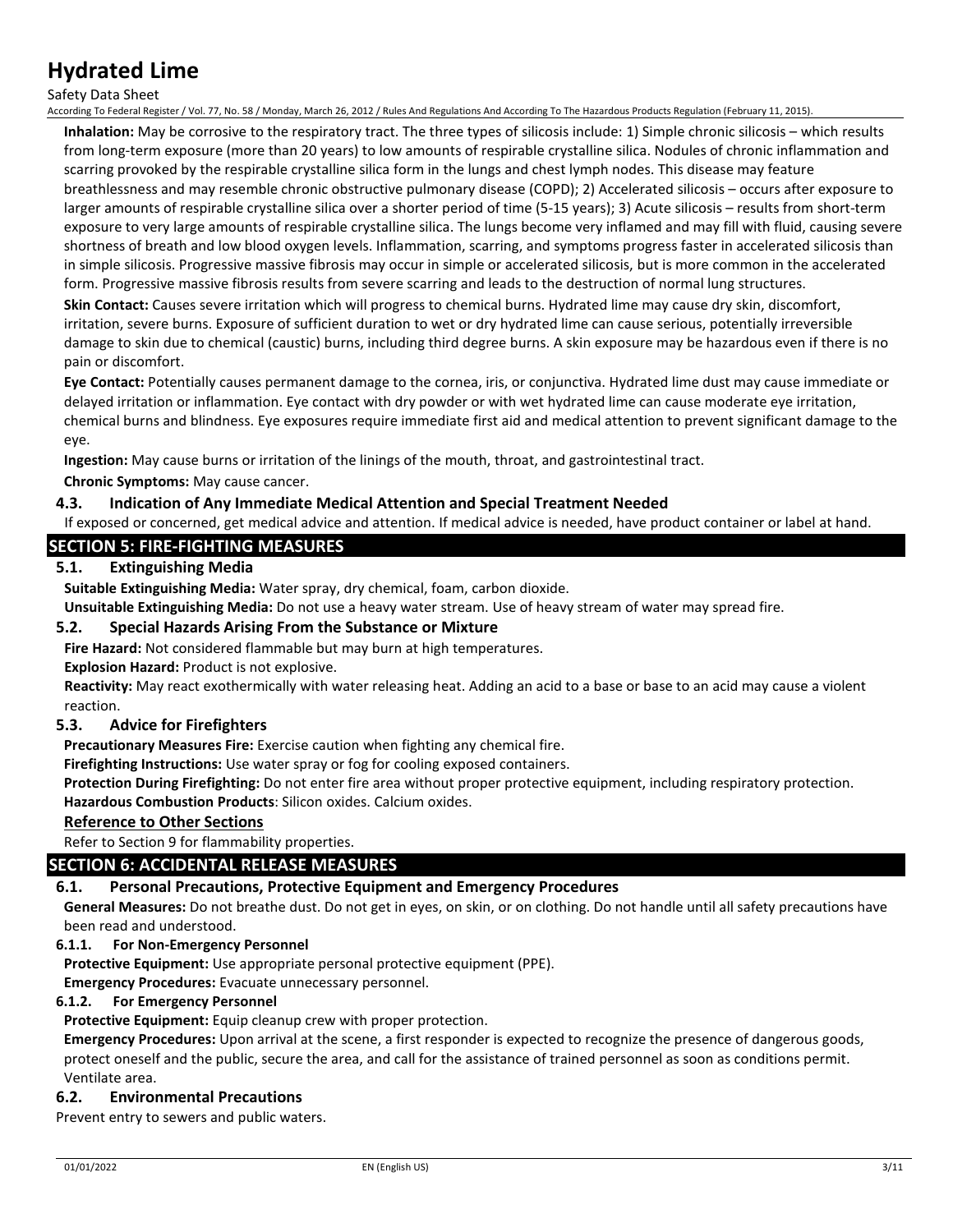**Inhalation:** May be corrosive to the respiratory tract. The three types of silicosis include: 1) Simple chronic silicosis – which results from long-term exposure (more than 20 years) to low amounts of respirable crystalline silica. Nodules of chronic inflammation and scarring provoked by the respirable crystalline silica form in the lungs and chest lymph nodes. This disease may feature breathlessness and may resemble chronic obstructive pulmonary disease (COPD); 2) Accelerated silicosis – occurs after exposure to larger amounts of respirable crystalline silica over a shorter period of time (5-15 years); 3) Acute silicosis – results from short-term exposure to very large amounts of respirable crystalline silica. The lungs become very inflamed and may fill with fluid, causing severe shortness of breath and low blood oxygen levels. Inflammation, scarring, and symptoms progress faster in accelerated silicosis than in simple silicosis. Progressive massive fibrosis may occur in simple or accelerated silicosis, but is more common in the accelerated form. Progressive massive fibrosis results from severe scarring and leads to the destruction of normal lung structures.

**Skin Contact:** Causes severe irritation which will progress to chemical burns. Hydrated lime may cause dry skin, discomfort, irritation, severe burns. Exposure of sufficient duration to wet or dry hydrated lime can cause serious, potentially irreversible damage to skin due to chemical (caustic) burns, including third degree burns. A skin exposure may be hazardous even if there is no pain or discomfort.

**Eye Contact:** Potentially causes permanent damage to the cornea, iris, or conjunctiva. Hydrated lime dust may cause immediate or delayed irritation or inflammation. Eye contact with dry powder or with wet hydrated lime can cause moderate eye irritation, chemical burns and blindness. Eye exposures require immediate first aid and medical attention to prevent significant damage to the eye.

**Ingestion:** May cause burns or irritation of the linings of the mouth, throat, and gastrointestinal tract.

**Chronic Symptoms:** May cause cancer.

### 4.3. Indication of Any Immediate Medical Attention and Special Treatment Needed

If exposed or concerned, get medical advice and attention. If medical advice is needed, have product container or label at hand.

## SECTION 5: FIRE-FIGHTING MEASURES

### 5.1. Extinguishing Media

**Suitable Extinguishing Media:** Water spray, dry chemical, foam, carbon dioxide.

**Unsuitable Extinguishing Media:** Do not use a heavy water stream. Use of heavy stream of water may spread fire.

### 5.2. Special Hazards Arising From the Substance or Mixture

**Fire Hazard:** Not considered flammable but may burn at high temperatures.

**Explosion Hazard:** Product is not explosive.

**Reactivity:** May react exothermically with water releasing heat. Adding an acid to a base or base to an acid may cause a violent reaction.

### 5.3. Advice for Firefighters

**Precautionary Measures Fire:** Exercise caution when fighting any chemical fire.

**Firefighting Instructions:** Use water spray or fog for cooling exposed containers.

**Protection During Firefighting:** Do not enter fire area without proper protective equipment, including respiratory protection.

**Hazardous Combustion Products**: Silicon oxides. Calcium oxides.

**Reference to Other Sections**

Refer to Section 9 for flammability properties.

## SECTION 6: ACCIDENTAL RELEASE MEASURES

### 6.1. Personal Precautions, Protective Equipment and Emergency Procedures

**General Measures:** Do not breathe dust. Do not get in eyes, on skin, or on clothing. Do not handle until all safety precautions have been read and understood.

#### 6.1.1. For Non-Emergency Personnel

**Protective Equipment:** Use appropriate personal protective equipment (PPE).

**Emergency Procedures:** Evacuate unnecessary personnel.

#### 6.1.2. For Emergency Personnel

**Protective Equipment:** Equip cleanup crew with proper protection.

**Emergency Procedures:** Upon arrival at the scene, a first responder is expected to recognize the presence of dangerous goods, protect oneself and the public, secure the area, and call for the assistance of trained personnel as soon as conditions permit. Ventilate area.

### 6.2. Environmental Precautions

Prevent entry to sewers and public waters.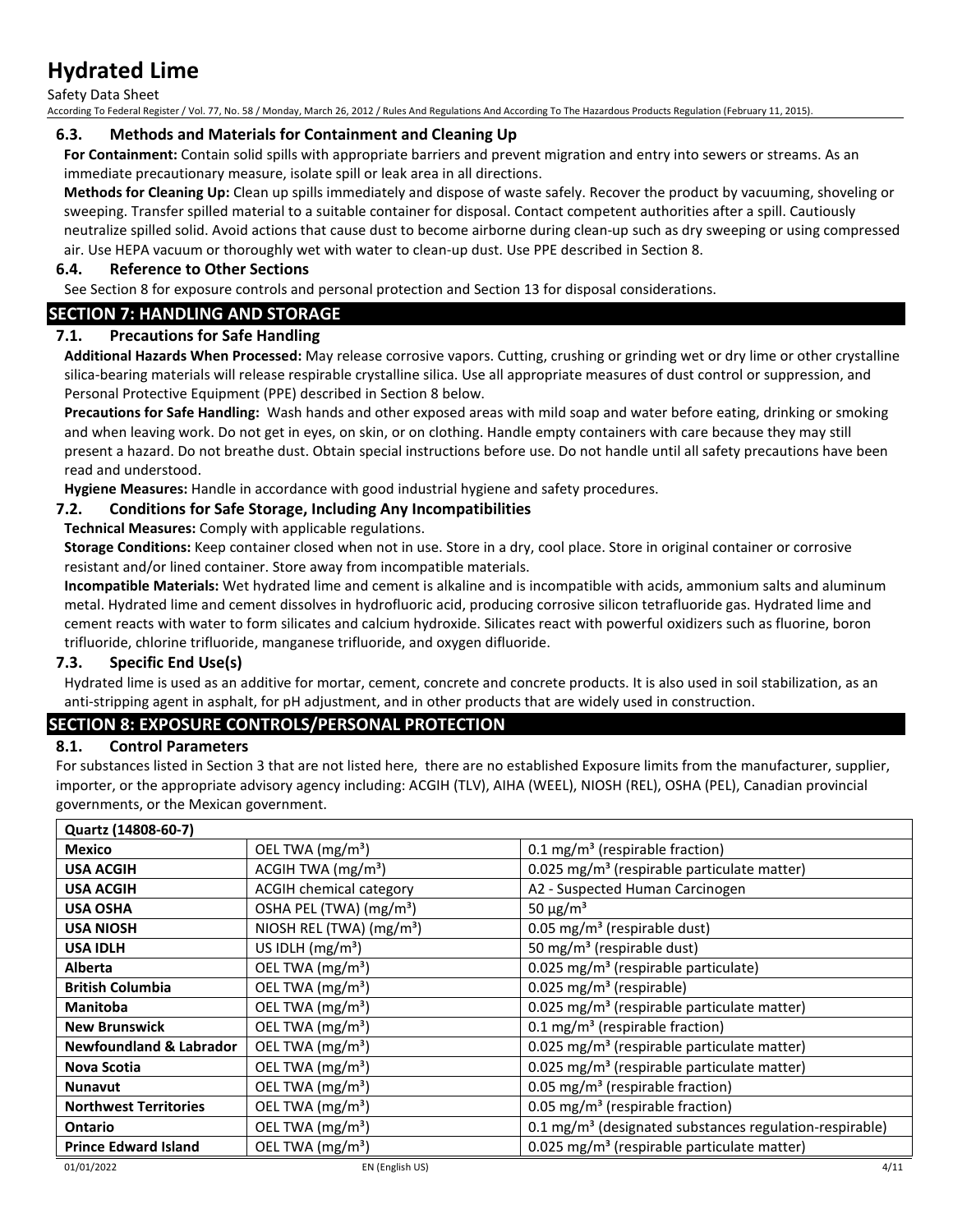### 6.3. Methods and Materials for Containment and Cleaning Up

**For Containment:** Contain solid spills with appropriate barriers and prevent migration and entry into sewers or streams. As an immediate precautionary measure, isolate spill or leak area in all directions.

**Methods for Cleaning Up:** Clean up spills immediately and dispose of waste safely. Recover the product by vacuuming, shoveling or sweeping. Transfer spilled material to a suitable container for disposal. Contact competent authorities after a spill. Cautiously neutralize spilled solid. Avoid actions that cause dust to become airborne during clean-up such as dry sweeping or using compressed air. Use HEPA vacuum or thoroughly wet with water to clean-up dust. Use PPE described in Section 8.

### 6.4. Reference to Other Sections

See Section 8 for exposure controls and personal protection and Section 13 for disposal considerations.

## SECTION 7: HANDLING AND STORAGE

### 7.1. Precautions for Safe Handling

**Additional Hazards When Processed:** May release corrosive vapors. Cutting, crushing or grinding wet or dry lime or other crystalline silica-bearing materials will release respirable crystalline silica. Use all appropriate measures of dust control or suppression, and Personal Protective Equipment (PPE) described in Section 8 below.

**Precautions for Safe Handling:** Wash hands and other exposed areas with mild soap and water before eating, drinking or smoking and when leaving work. Do not get in eyes, on skin, or on clothing. Handle empty containers with care because they may still present a hazard. Do not breathe dust. Obtain special instructions before use. Do not handle until all safety precautions have been read and understood.

**Hygiene Measures:** Handle in accordance with good industrial hygiene and safety procedures.

### 7.2. Conditions for Safe Storage, Including Any Incompatibilities

**Technical Measures:** Comply with applicable regulations.

**Storage Conditions:** Keep container closed when not in use. Store in a dry, cool place. Store in original container or corrosive resistant and/or lined container. Store away from incompatible materials.

**Incompatible Materials:** Wet hydrated lime and cement is alkaline and is incompatible with acids, ammonium salts and aluminum metal. Hydrated lime and cement dissolves in hydrofluoric acid, producing corrosive silicon tetrafluoride gas. Hydrated lime and cement reacts with water to form silicates and calcium hydroxide. Silicates react with powerful oxidizers such as fluorine, boron trifluoride, chlorine trifluoride, manganese trifluoride, and oxygen difluoride.

### 7.3. Specific End Use(s)

Hydrated lime is used as an additive for mortar, cement, concrete and concrete products. It is also used in soil stabilization, as an anti-stripping agent in asphalt, for pH adjustment, and in other products that are widely used in construction.

## SECTION 8: EXPOSURE CONTROLS/PERSONAL PROTECTION

### 8.1. Control Parameters

For substances listed in Section 3 that are not listed here, there are no established Exposure limits from the manufacturer, supplier, importer, or the appropriate advisory agency including: ACGIH (TLV), AIHA (WEEL), NIOSH (REL), OSHA (PEL), Canadian provincial governments, or the Mexican government.

| **Quartz (14808-60-7)** | | |
|---|---|---|
| **Mexico** | OEL TWA (mg/m³) | 0.1 mg/m³ (respirable fraction) |
| **USA ACGIH** | ACGIH TWA (mg/m³) | 0.025 mg/m³ (respirable particulate matter) |
| **USA ACGIH** | ACGIH chemical category | A2 - Suspected Human Carcinogen |
| **USA OSHA** | OSHA PEL (TWA) (mg/m³) | 50 µg/m³ |
| **USA NIOSH** | NIOSH REL (TWA) (mg/m³) | 0.05 mg/m³ (respirable dust) |
| **USA IDLH** | US IDLH (mg/m³) | 50 mg/m³ (respirable dust) |
| **Alberta** | OEL TWA (mg/m³) | 0.025 mg/m³ (respirable particulate) |
| **British Columbia** | OEL TWA (mg/m³) | 0.025 mg/m³ (respirable) |
| **Manitoba** | OEL TWA (mg/m³) | 0.025 mg/m³ (respirable particulate matter) |
| **New Brunswick** | OEL TWA (mg/m³) | 0.1 mg/m³ (respirable fraction) |
| **Newfoundland & Labrador** | OEL TWA (mg/m³) | 0.025 mg/m³ (respirable particulate matter) |
| **Nova Scotia** | OEL TWA (mg/m³) | 0.025 mg/m³ (respirable particulate matter) |
| **Nunavut** | OEL TWA (mg/m³) | 0.05 mg/m³ (respirable fraction) |
| **Northwest Territories** | OEL TWA (mg/m³) | 0.05 mg/m³ (respirable fraction) |
| **Ontario** | OEL TWA (mg/m³) | 0.1 mg/m³ (designated substances regulation-respirable) |
| **Prince Edward Island** | OEL TWA (mg/m³) | 0.025 mg/m³ (respirable particulate matter) |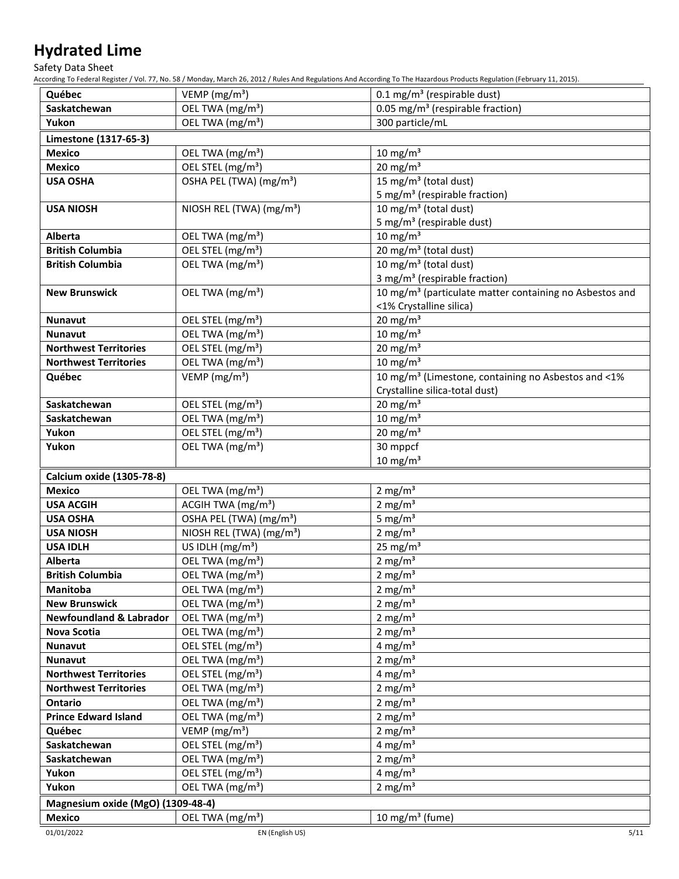| Québec | VEMP (mg/m³) | 0.1 mg/m³ (respirable dust) |
|---|---|---|
| Saskatchewan | OEL TWA (mg/m³) | 0.05 mg/m³ (respirable fraction) |
| Yukon | OEL TWA (mg/m³) | 300 particle/mL |
| **Limestone (1317-65-3)** | | |
| Mexico | OEL TWA (mg/m³) | 10 mg/m³ |
| Mexico | OEL STEL (mg/m³) | 20 mg/m³ |
| USA OSHA | OSHA PEL (TWA) (mg/m³) | 15 mg/m³ (total dust)<br>5 mg/m³ (respirable fraction) |
| USA NIOSH | NIOSH REL (TWA) (mg/m³) | 10 mg/m³ (total dust)<br>5 mg/m³ (respirable dust) |
| Alberta | OEL TWA (mg/m³) | 10 mg/m³ |
| British Columbia | OEL STEL (mg/m³) | 20 mg/m³ (total dust) |
| British Columbia | OEL TWA (mg/m³) | 10 mg/m³ (total dust)<br>3 mg/m³ (respirable fraction) |
| New Brunswick | OEL TWA (mg/m³) | 10 mg/m³ (particulate matter containing no Asbestos and <1% Crystalline silica) |
| Nunavut | OEL STEL (mg/m³) | 20 mg/m³ |
| Nunavut | OEL TWA (mg/m³) | 10 mg/m³ |
| Northwest Territories | OEL STEL (mg/m³) | 20 mg/m³ |
| Northwest Territories | OEL TWA (mg/m³) | 10 mg/m³ |
| Québec | VEMP (mg/m³) | 10 mg/m³ (Limestone, containing no Asbestos and <1% Crystalline silica-total dust) |
| Saskatchewan | OEL STEL (mg/m³) | 20 mg/m³ |
| Saskatchewan | OEL TWA (mg/m³) | 10 mg/m³ |
| Yukon | OEL STEL (mg/m³) | 20 mg/m³ |
| Yukon | OEL TWA (mg/m³) | 30 mppcf<br>10 mg/m³ |
| **Calcium oxide (1305-78-8)** | | |
| Mexico | OEL TWA (mg/m³) | 2 mg/m³ |
| USA ACGIH | ACGIH TWA (mg/m³) | 2 mg/m³ |
| USA OSHA | OSHA PEL (TWA) (mg/m³) | 5 mg/m³ |
| USA NIOSH | NIOSH REL (TWA) (mg/m³) | 2 mg/m³ |
| USA IDLH | US IDLH (mg/m³) | 25 mg/m³ |
| Alberta | OEL TWA (mg/m³) | 2 mg/m³ |
| British Columbia | OEL TWA (mg/m³) | 2 mg/m³ |
| Manitoba | OEL TWA (mg/m³) | 2 mg/m³ |
| New Brunswick | OEL TWA (mg/m³) | 2 mg/m³ |
| Newfoundland & Labrador | OEL TWA (mg/m³) | 2 mg/m³ |
| Nova Scotia | OEL TWA (mg/m³) | 2 mg/m³ |
| Nunavut | OEL STEL (mg/m³) | 4 mg/m³ |
| Nunavut | OEL TWA (mg/m³) | 2 mg/m³ |
| Northwest Territories | OEL STEL (mg/m³) | 4 mg/m³ |
| Northwest Territories | OEL TWA (mg/m³) | 2 mg/m³ |
| Ontario | OEL TWA (mg/m³) | 2 mg/m³ |
| Prince Edward Island | OEL TWA (mg/m³) | 2 mg/m³ |
| Québec | VEMP (mg/m³) | 2 mg/m³ |
| Saskatchewan | OEL STEL (mg/m³) | 4 mg/m³ |
| Saskatchewan | OEL TWA (mg/m³) | 2 mg/m³ |
| Yukon | OEL STEL (mg/m³) | 4 mg/m³ |
| Yukon | OEL TWA (mg/m³) | 2 mg/m³ |
| **Magnesium oxide (MgO) (1309-48-4)** | | |
| Mexico | OEL TWA (mg/m³) | 10 mg/m³ (fume) |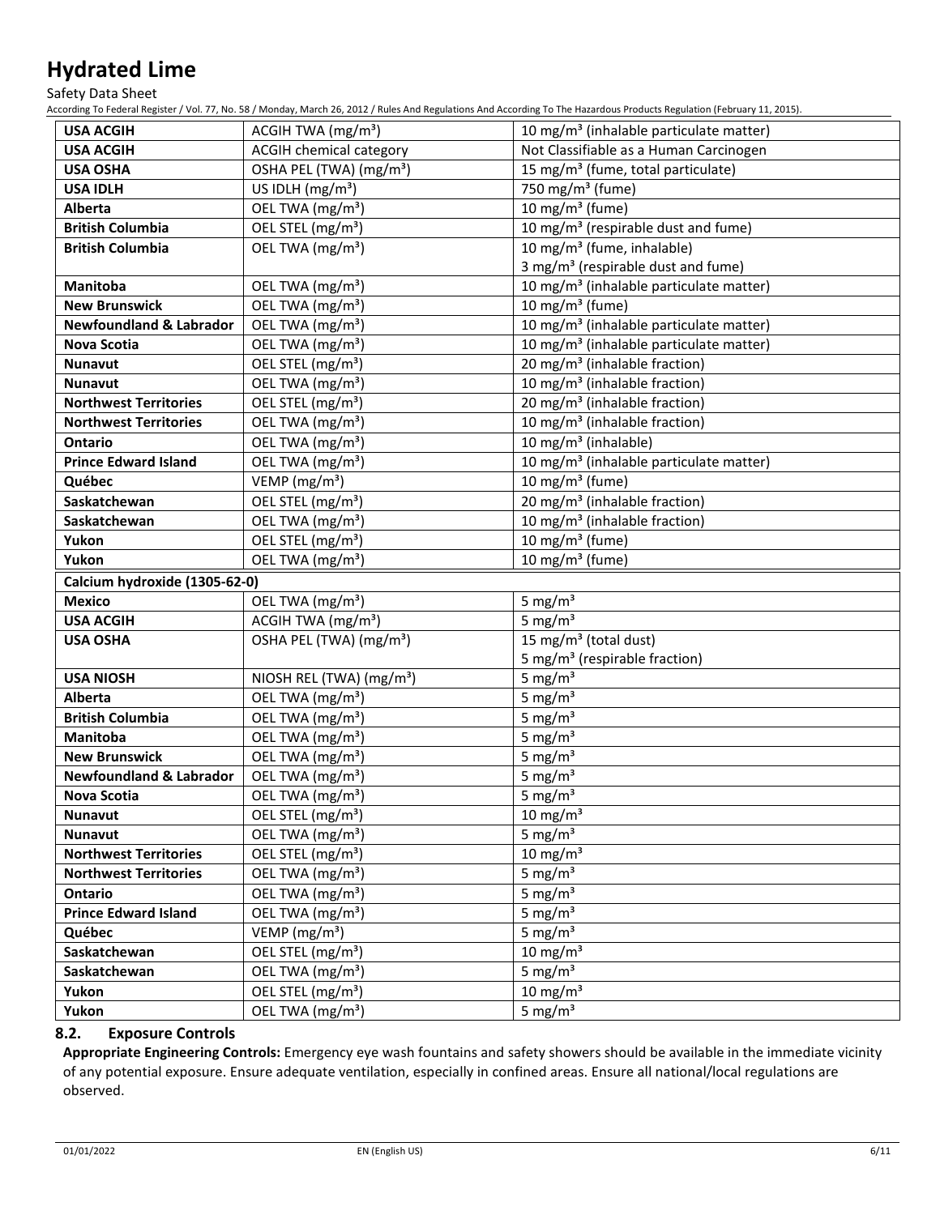| | | |
|---|---|---|
| **USA ACGIH** | ACGIH TWA (mg/m³) | 10 mg/m³ (inhalable particulate matter) |
| **USA ACGIH** | ACGIH chemical category | Not Classifiable as a Human Carcinogen |
| **USA OSHA** | OSHA PEL (TWA) (mg/m³) | 15 mg/m³ (fume, total particulate) |
| **USA IDLH** | US IDLH (mg/m³) | 750 mg/m³ (fume) |
| **Alberta** | OEL TWA (mg/m³) | 10 mg/m³ (fume) |
| **British Columbia** | OEL STEL (mg/m³) | 10 mg/m³ (respirable dust and fume) |
| **British Columbia** | OEL TWA (mg/m³) | 10 mg/m³ (fume, inhalable)<br>3 mg/m³ (respirable dust and fume) |
| **Manitoba** | OEL TWA (mg/m³) | 10 mg/m³ (inhalable particulate matter) |
| **New Brunswick** | OEL TWA (mg/m³) | 10 mg/m³ (fume) |
| **Newfoundland & Labrador** | OEL TWA (mg/m³) | 10 mg/m³ (inhalable particulate matter) |
| **Nova Scotia** | OEL TWA (mg/m³) | 10 mg/m³ (inhalable particulate matter) |
| **Nunavut** | OEL STEL (mg/m³) | 20 mg/m³ (inhalable fraction) |
| **Nunavut** | OEL TWA (mg/m³) | 10 mg/m³ (inhalable fraction) |
| **Northwest Territories** | OEL STEL (mg/m³) | 20 mg/m³ (inhalable fraction) |
| **Northwest Territories** | OEL TWA (mg/m³) | 10 mg/m³ (inhalable fraction) |
| **Ontario** | OEL TWA (mg/m³) | 10 mg/m³ (inhalable) |
| **Prince Edward Island** | OEL TWA (mg/m³) | 10 mg/m³ (inhalable particulate matter) |
| **Québec** | VEMP (mg/m³) | 10 mg/m³ (fume) |
| **Saskatchewan** | OEL STEL (mg/m³) | 20 mg/m³ (inhalable fraction) |
| **Saskatchewan** | OEL TWA (mg/m³) | 10 mg/m³ (inhalable fraction) |
| **Yukon** | OEL STEL (mg/m³) | 10 mg/m³ (fume) |
| **Yukon** | OEL TWA (mg/m³) | 10 mg/m³ (fume) |
| **Calcium hydroxide (1305-62-0)** | | |
| **Mexico** | OEL TWA (mg/m³) | 5 mg/m³ |
| **USA ACGIH** | ACGIH TWA (mg/m³) | 5 mg/m³ |
| **USA OSHA** | OSHA PEL (TWA) (mg/m³) | 15 mg/m³ (total dust)<br>5 mg/m³ (respirable fraction) |
| **USA NIOSH** | NIOSH REL (TWA) (mg/m³) | 5 mg/m³ |
| **Alberta** | OEL TWA (mg/m³) | 5 mg/m³ |
| **British Columbia** | OEL TWA (mg/m³) | 5 mg/m³ |
| **Manitoba** | OEL TWA (mg/m³) | 5 mg/m³ |
| **New Brunswick** | OEL TWA (mg/m³) | 5 mg/m³ |
| **Newfoundland & Labrador** | OEL TWA (mg/m³) | 5 mg/m³ |
| **Nova Scotia** | OEL TWA (mg/m³) | 5 mg/m³ |
| **Nunavut** | OEL STEL (mg/m³) | 10 mg/m³ |
| **Nunavut** | OEL TWA (mg/m³) | 5 mg/m³ |
| **Northwest Territories** | OEL STEL (mg/m³) | 10 mg/m³ |
| **Northwest Territories** | OEL TWA (mg/m³) | 5 mg/m³ |
| **Ontario** | OEL TWA (mg/m³) | 5 mg/m³ |
| **Prince Edward Island** | OEL TWA (mg/m³) | 5 mg/m³ |
| **Québec** | VEMP (mg/m³) | 5 mg/m³ |
| **Saskatchewan** | OEL STEL (mg/m³) | 10 mg/m³ |
| **Saskatchewan** | OEL TWA (mg/m³) | 5 mg/m³ |
| **Yukon** | OEL STEL (mg/m³) | 10 mg/m³ |
| **Yukon** | OEL TWA (mg/m³) | 5 mg/m³ |

### 8.2. Exposure Controls

**Appropriate Engineering Controls:** Emergency eye wash fountains and safety showers should be available in the immediate vicinity of any potential exposure. Ensure adequate ventilation, especially in confined areas. Ensure all national/local regulations are observed.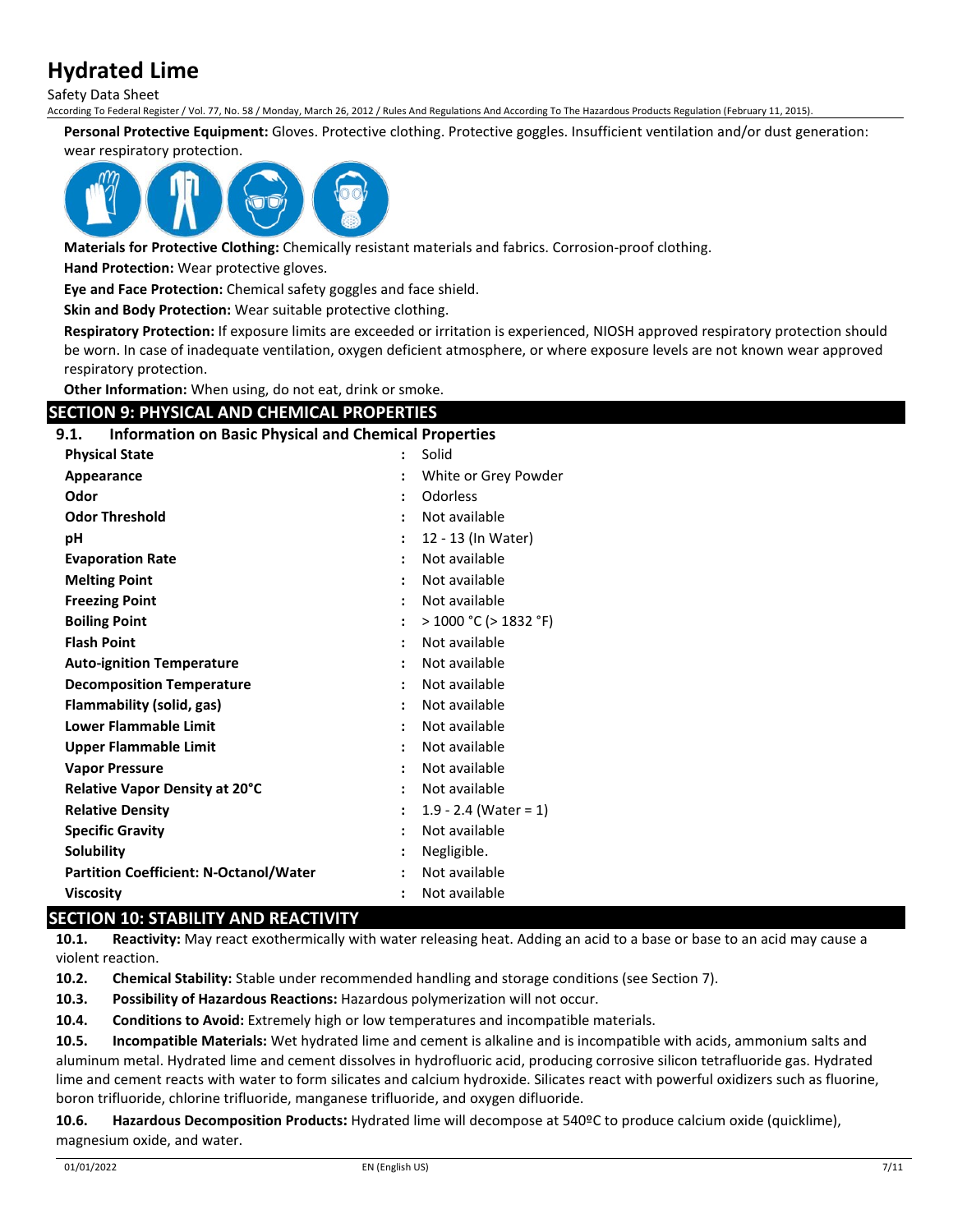**Personal Protective Equipment:** Gloves. Protective clothing. Protective goggles. Insufficient ventilation and/or dust generation: wear respiratory protection.

**Materials for Protective Clothing:** Chemically resistant materials and fabrics. Corrosion-proof clothing.

**Hand Protection:** Wear protective gloves.

**Eye and Face Protection:** Chemical safety goggles and face shield.

**Skin and Body Protection:** Wear suitable protective clothing.

**Respiratory Protection:** If exposure limits are exceeded or irritation is experienced, NIOSH approved respiratory protection should be worn. In case of inadequate ventilation, oxygen deficient atmosphere, or where exposure levels are not known wear approved respiratory protection.

**Other Information:** When using, do not eat, drink or smoke.

## SECTION 9: PHYSICAL AND CHEMICAL PROPERTIES

### 9.1. Information on Basic Physical and Chemical Properties

| Property | Value |
|---|---|
| **Physical State** | Solid |
| **Appearance** | White or Grey Powder |
| **Odor** | Odorless |
| **Odor Threshold** | Not available |
| **pH** | 12 - 13 (In Water) |
| **Evaporation Rate** | Not available |
| **Melting Point** | Not available |
| **Freezing Point** | Not available |
| **Boiling Point** | > 1000 °C (> 1832 °F) |
| **Flash Point** | Not available |
| **Auto-ignition Temperature** | Not available |
| **Decomposition Temperature** | Not available |
| **Flammability (solid, gas)** | Not available |
| **Lower Flammable Limit** | Not available |
| **Upper Flammable Limit** | Not available |
| **Vapor Pressure** | Not available |
| **Relative Vapor Density at 20°C** | Not available |
| **Relative Density** | 1.9 - 2.4 (Water = 1) |
| **Specific Gravity** | Not available |
| **Solubility** | Negligible. |
| **Partition Coefficient: N-Octanol/Water** | Not available |
| **Viscosity** | Not available |

## SECTION 10: STABILITY AND REACTIVITY

**10.1. Reactivity:** May react exothermically with water releasing heat. Adding an acid to a base or base to an acid may cause a violent reaction.

**10.2. Chemical Stability:** Stable under recommended handling and storage conditions (see Section 7).

**10.3. Possibility of Hazardous Reactions:** Hazardous polymerization will not occur.

**10.4. Conditions to Avoid:** Extremely high or low temperatures and incompatible materials.

**10.5. Incompatible Materials:** Wet hydrated lime and cement is alkaline and is incompatible with acids, ammonium salts and aluminum metal. Hydrated lime and cement dissolves in hydrofluoric acid, producing corrosive silicon tetrafluoride gas. Hydrated lime and cement reacts with water to form silicates and calcium hydroxide. Silicates react with powerful oxidizers such as fluorine, boron trifluoride, chlorine trifluoride, manganese trifluoride, and oxygen difluoride.

**10.6. Hazardous Decomposition Products:** Hydrated lime will decompose at 540ºC to produce calcium oxide (quicklime), magnesium oxide, and water.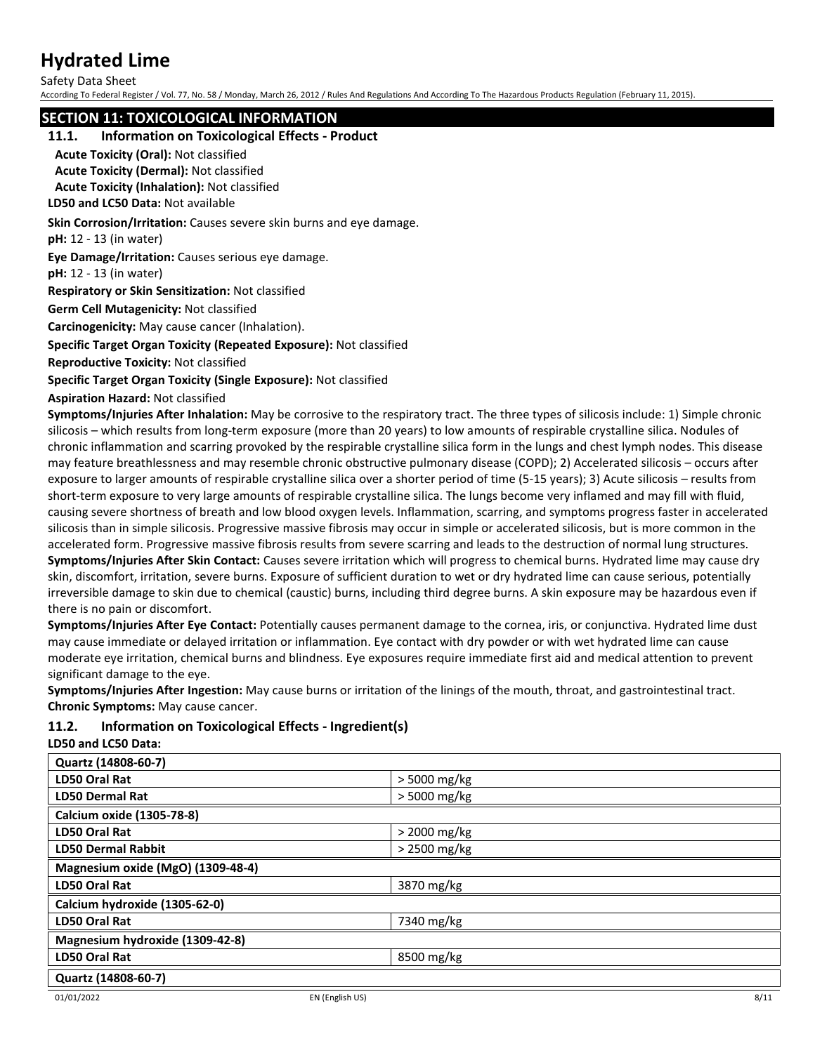## SECTION 11: TOXICOLOGICAL INFORMATION

### 11.1. Information on Toxicological Effects - Product

**Acute Toxicity (Oral):** Not classified

**Acute Toxicity (Dermal):** Not classified

**Acute Toxicity (Inhalation):** Not classified

**LD50 and LC50 Data:** Not available

**Skin Corrosion/Irritation:** Causes severe skin burns and eye damage.

**pH:** 12 - 13 (in water)

**Eye Damage/Irritation:** Causes serious eye damage.

**pH:** 12 - 13 (in water)

**Respiratory or Skin Sensitization:** Not classified

**Germ Cell Mutagenicity:** Not classified

**Carcinogenicity:** May cause cancer (Inhalation).

**Specific Target Organ Toxicity (Repeated Exposure):** Not classified

**Reproductive Toxicity:** Not classified

**Specific Target Organ Toxicity (Single Exposure):** Not classified

**Aspiration Hazard:** Not classified

**Symptoms/Injuries After Inhalation:** May be corrosive to the respiratory tract. The three types of silicosis include: 1) Simple chronic silicosis – which results from long-term exposure (more than 20 years) to low amounts of respirable crystalline silica. Nodules of chronic inflammation and scarring provoked by the respirable crystalline silica form in the lungs and chest lymph nodes. This disease may feature breathlessness and may resemble chronic obstructive pulmonary disease (COPD); 2) Accelerated silicosis – occurs after exposure to larger amounts of respirable crystalline silica over a shorter period of time (5-15 years); 3) Acute silicosis – results from short-term exposure to very large amounts of respirable crystalline silica. The lungs become very inflamed and may fill with fluid, causing severe shortness of breath and low blood oxygen levels. Inflammation, scarring, and symptoms progress faster in accelerated silicosis than in simple silicosis. Progressive massive fibrosis may occur in simple or accelerated silicosis, but is more common in the accelerated form. Progressive massive fibrosis results from severe scarring and leads to the destruction of normal lung structures.

**Symptoms/Injuries After Skin Contact:** Causes severe irritation which will progress to chemical burns. Hydrated lime may cause dry skin, discomfort, irritation, severe burns. Exposure of sufficient duration to wet or dry hydrated lime can cause serious, potentially irreversible damage to skin due to chemical (caustic) burns, including third degree burns. A skin exposure may be hazardous even if there is no pain or discomfort.

**Symptoms/Injuries After Eye Contact:** Potentially causes permanent damage to the cornea, iris, or conjunctiva. Hydrated lime dust may cause immediate or delayed irritation or inflammation. Eye contact with dry powder or with wet hydrated lime can cause moderate eye irritation, chemical burns and blindness. Eye exposures require immediate first aid and medical attention to prevent significant damage to the eye.

**Symptoms/Injuries After Ingestion:** May cause burns or irritation of the linings of the mouth, throat, and gastrointestinal tract.

**Chronic Symptoms:** May cause cancer.

### 11.2. Information on Toxicological Effects - Ingredient(s)

**LD50 and LC50 Data:**

| **Quartz (14808-60-7)** | |
|---|---|
| **LD50 Oral Rat** | > 5000 mg/kg |
| **LD50 Dermal Rat** | > 5000 mg/kg |
| **Calcium oxide (1305-78-8)** | |
| **LD50 Oral Rat** | > 2000 mg/kg |
| **LD50 Dermal Rabbit** | > 2500 mg/kg |
| **Magnesium oxide (MgO) (1309-48-4)** | |
| **LD50 Oral Rat** | 3870 mg/kg |
| **Calcium hydroxide (1305-62-0)** | |
| **LD50 Oral Rat** | 7340 mg/kg |
| **Magnesium hydroxide (1309-42-8)** | |
| **LD50 Oral Rat** | 8500 mg/kg |
| **Quartz (14808-60-7)** | |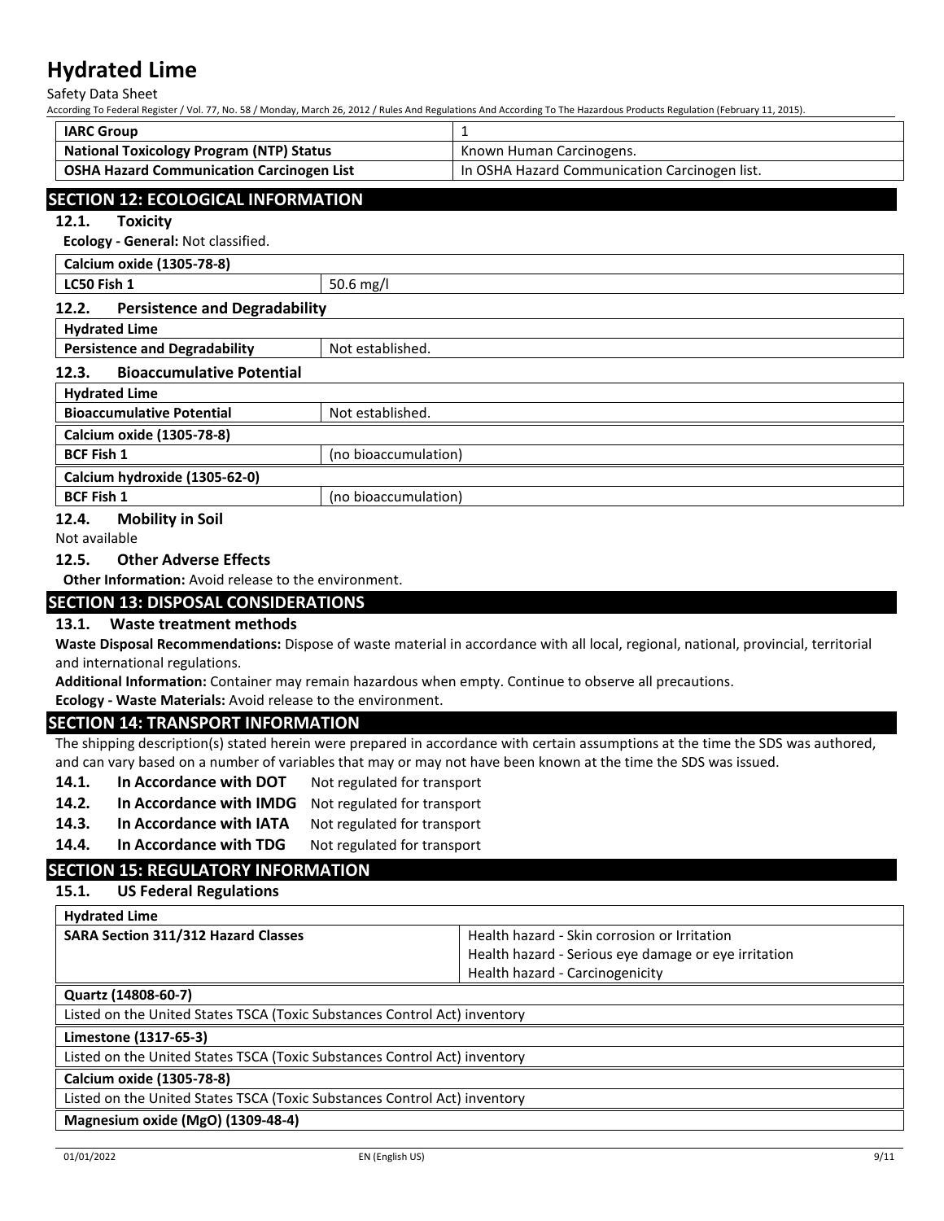| IARC Group | 1 |
| --- | --- |
| National Toxicology Program (NTP) Status | Known Human Carcinogens. |
| OSHA Hazard Communication Carcinogen List | In OSHA Hazard Communication Carcinogen list. |

## SECTION 12: ECOLOGICAL INFORMATION

### 12.1. Toxicity

**Ecology - General:** Not classified.

| Calcium oxide (1305-78-8) | |
| --- | --- |
| LC50 Fish 1 | 50.6 mg/l |

### 12.2. Persistence and Degradability

| Hydrated Lime | |
| --- | --- |
| Persistence and Degradability | Not established. |

### 12.3. Bioaccumulative Potential

| Hydrated Lime | |
| --- | --- |
| Bioaccumulative Potential | Not established. |
| **Calcium oxide (1305-78-8)** | |
| BCF Fish 1 | (no bioaccumulation) |
| **Calcium hydroxide (1305-62-0)** | |
| BCF Fish 1 | (no bioaccumulation) |

### 12.4. Mobility in Soil

Not available

### 12.5. Other Adverse Effects

**Other Information:** Avoid release to the environment.

## SECTION 13: DISPOSAL CONSIDERATIONS

### 13.1. Waste treatment methods

**Waste Disposal Recommendations:** Dispose of waste material in accordance with all local, regional, national, provincial, territorial and international regulations.

**Additional Information:** Container may remain hazardous when empty. Continue to observe all precautions.

**Ecology - Waste Materials:** Avoid release to the environment.

## SECTION 14: TRANSPORT INFORMATION

The shipping description(s) stated herein were prepared in accordance with certain assumptions at the time the SDS was authored, and can vary based on a number of variables that may or may not have been known at the time the SDS was issued.

**14.1. In Accordance with DOT** Not regulated for transport

**14.2. In Accordance with IMDG** Not regulated for transport

**14.3. In Accordance with IATA** Not regulated for transport

**14.4. In Accordance with TDG** Not regulated for transport

## SECTION 15: REGULATORY INFORMATION

### 15.1. US Federal Regulations

| Hydrated Lime | |
| --- | --- |
| SARA Section 311/312 Hazard Classes | Health hazard - Skin corrosion or Irritation<br>Health hazard - Serious eye damage or eye irritation<br>Health hazard - Carcinogenicity |

| Quartz (14808-60-7) |
| --- |
| Listed on the United States TSCA (Toxic Substances Control Act) inventory |
| **Limestone (1317-65-3)** |
| Listed on the United States TSCA (Toxic Substances Control Act) inventory |
| **Calcium oxide (1305-78-8)** |
| Listed on the United States TSCA (Toxic Substances Control Act) inventory |
| **Magnesium oxide (MgO) (1309-48-4)** |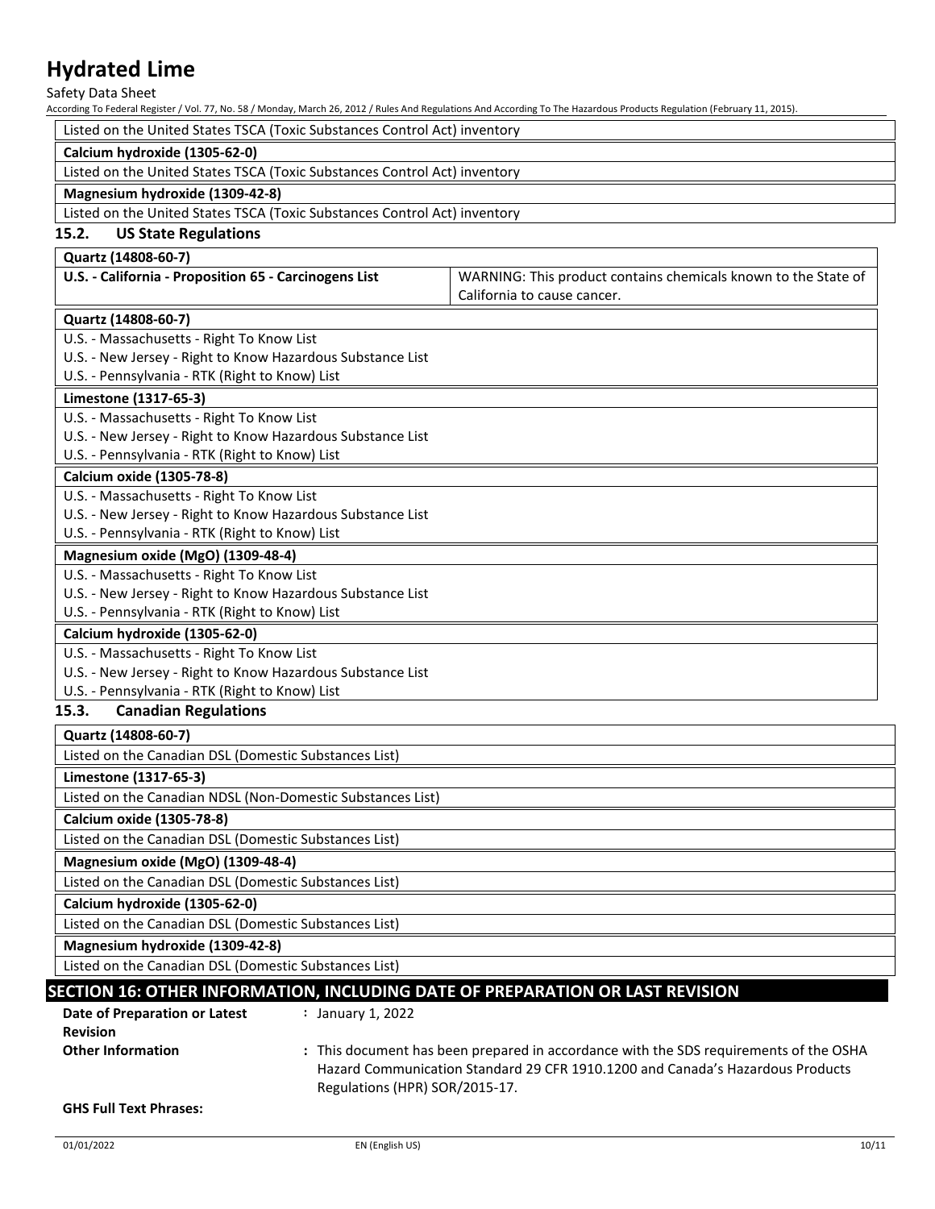| Listed on the United States TSCA (Toxic Substances Control Act) inventory |
| --- |
| **Calcium hydroxide (1305-62-0)** |
| Listed on the United States TSCA (Toxic Substances Control Act) inventory |
| **Magnesium hydroxide (1309-42-8)** |
| Listed on the United States TSCA (Toxic Substances Control Act) inventory |

### 15.2. US State Regulations

| **Quartz (14808-60-7)** | |
| --- | --- |
| **U.S. - California - Proposition 65 - Carcinogens List** | WARNING: This product contains chemicals known to the State of California to cause cancer. |

| **Quartz (14808-60-7)** |
| --- |
| U.S. - Massachusetts - Right To Know List<br>U.S. - New Jersey - Right to Know Hazardous Substance List<br>U.S. - Pennsylvania - RTK (Right to Know) List |
| **Limestone (1317-65-3)** |
| U.S. - Massachusetts - Right To Know List<br>U.S. - New Jersey - Right to Know Hazardous Substance List<br>U.S. - Pennsylvania - RTK (Right to Know) List |
| **Calcium oxide (1305-78-8)** |
| U.S. - Massachusetts - Right To Know List<br>U.S. - New Jersey - Right to Know Hazardous Substance List<br>U.S. - Pennsylvania - RTK (Right to Know) List |
| **Magnesium oxide (MgO) (1309-48-4)** |
| U.S. - Massachusetts - Right To Know List<br>U.S. - New Jersey - Right to Know Hazardous Substance List<br>U.S. - Pennsylvania - RTK (Right to Know) List |
| **Calcium hydroxide (1305-62-0)** |
| U.S. - Massachusetts - Right To Know List<br>U.S. - New Jersey - Right to Know Hazardous Substance List<br>U.S. - Pennsylvania - RTK (Right to Know) List |

### 15.3. Canadian Regulations

| **Quartz (14808-60-7)** |
| --- |
| Listed on the Canadian DSL (Domestic Substances List) |
| **Limestone (1317-65-3)** |
| Listed on the Canadian NDSL (Non-Domestic Substances List) |
| **Calcium oxide (1305-78-8)** |
| Listed on the Canadian DSL (Domestic Substances List) |
| **Magnesium oxide (MgO) (1309-48-4)** |
| Listed on the Canadian DSL (Domestic Substances List) |
| **Calcium hydroxide (1305-62-0)** |
| Listed on the Canadian DSL (Domestic Substances List) |
| **Magnesium hydroxide (1309-42-8)** |
| Listed on the Canadian DSL (Domestic Substances List) |

## SECTION 16: OTHER INFORMATION, INCLUDING DATE OF PREPARATION OR LAST REVISION

**Date of Preparation or Latest Revision** : January 1, 2022

**Other Information** : This document has been prepared in accordance with the SDS requirements of the OSHA Hazard Communication Standard 29 CFR 1910.1200 and Canada's Hazardous Products Regulations (HPR) SOR/2015-17.

**GHS Full Text Phrases:**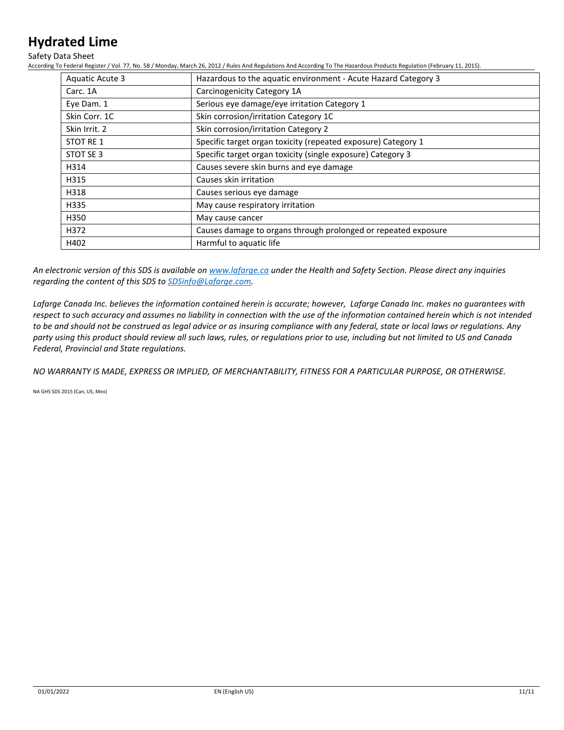| | |
|---|---|
| Aquatic Acute 3 | Hazardous to the aquatic environment - Acute Hazard Category 3 |
| Carc. 1A | Carcinogenicity Category 1A |
| Eye Dam. 1 | Serious eye damage/eye irritation Category 1 |
| Skin Corr. 1C | Skin corrosion/irritation Category 1C |
| Skin Irrit. 2 | Skin corrosion/irritation Category 2 |
| STOT RE 1 | Specific target organ toxicity (repeated exposure) Category 1 |
| STOT SE 3 | Specific target organ toxicity (single exposure) Category 3 |
| H314 | Causes severe skin burns and eye damage |
| H315 | Causes skin irritation |
| H318 | Causes serious eye damage |
| H335 | May cause respiratory irritation |
| H350 | May cause cancer |
| H372 | Causes damage to organs through prolonged or repeated exposure |
| H402 | Harmful to aquatic life |

*An electronic version of this SDS is available on [www.lafarge.ca](http://www.lafarge.ca) under the Health and Safety Section. Please direct any inquiries regarding the content of this SDS to [SDSinfo@Lafarge.com](mailto:SDSinfo@Lafarge.com).*

*Lafarge Canada Inc. believes the information contained herein is accurate; however, Lafarge Canada Inc. makes no guarantees with respect to such accuracy and assumes no liability in connection with the use of the information contained herein which is not intended to be and should not be construed as legal advice or as insuring compliance with any federal, state or local laws or regulations. Any party using this product should review all such laws, rules, or regulations prior to use, including but not limited to US and Canada Federal, Provincial and State regulations.*

*NO WARRANTY IS MADE, EXPRESS OR IMPLIED, OF MERCHANTABILITY, FITNESS FOR A PARTICULAR PURPOSE, OR OTHERWISE.*

NA GHS SDS 2015 (Can, US, Mex)